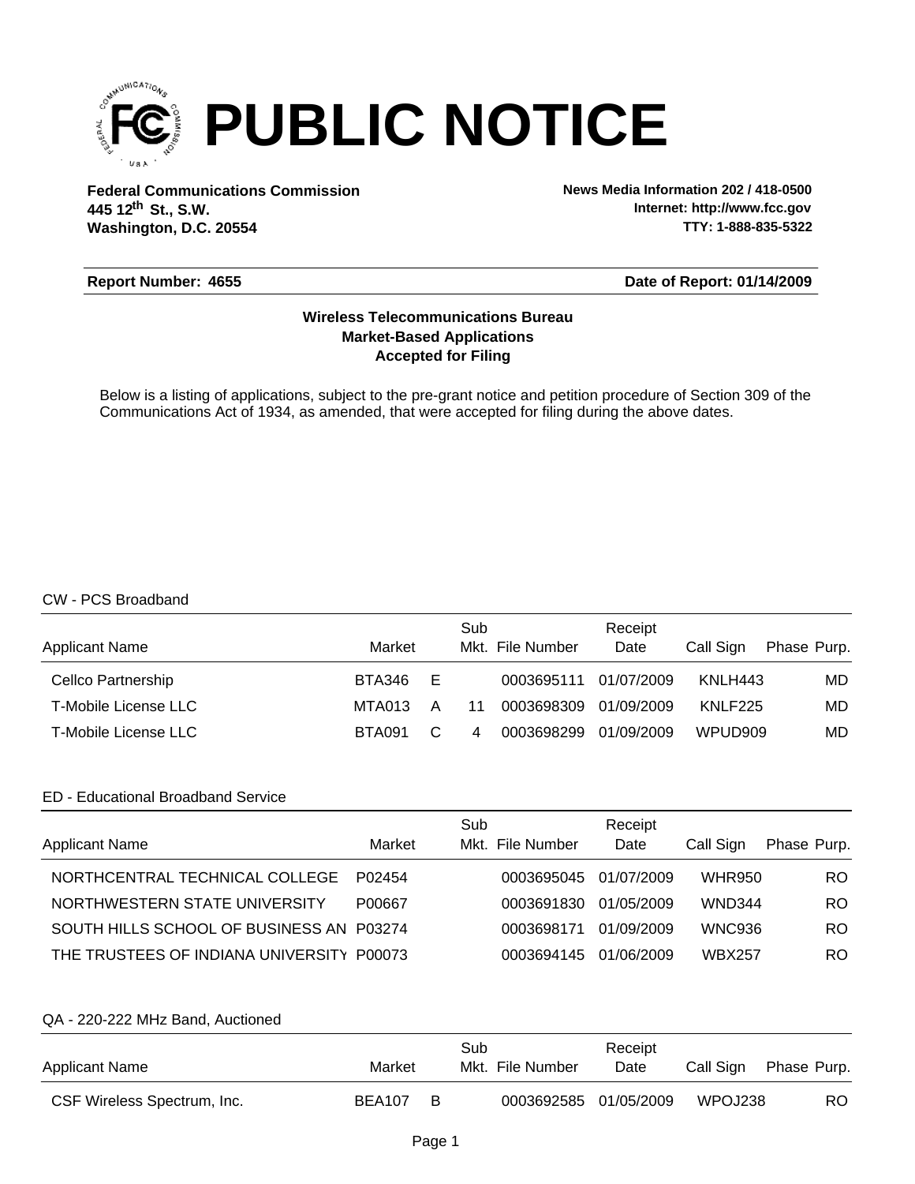# PUBLIC NOTICE

**Federal Communications Commission**
**445 12th St., S.W.**
**Washington, D.C. 20554**

**News Media Information 202 / 418-0500**
**Internet: http://www.fcc.gov**
**TTY: 1-888-835-5322**

**Report Number: 4655** **Date of Report: 01/14/2009**

**Wireless Telecommunications Bureau**
**Market-Based Applications**
**Accepted for Filing**

Below is a listing of applications, subject to the pre-grant notice and petition procedure of Section 309 of the Communications Act of 1934, as amended, that were accepted for filing during the above dates.

CW - PCS Broadband

| Applicant Name | Market | | Sub Mkt. | File Number | Receipt Date | Call Sign | Phase | Purp. |
|---|---|---|---|---|---|---|---|---|
| Cellco Partnership | BTA346 | E | | 0003695111 | 01/07/2009 | KNLH443 | | MD |
| T-Mobile License LLC | MTA013 | A | 11 | 0003698309 | 01/09/2009 | KNLF225 | | MD |
| T-Mobile License LLC | BTA091 | C | 4 | 0003698299 | 01/09/2009 | WPUD909 | | MD |

ED - Educational Broadband Service

| Applicant Name | Market | Sub Mkt. | File Number | Receipt Date | Call Sign | Phase | Purp. |
|---|---|---|---|---|---|---|---|
| NORTHCENTRAL TECHNICAL COLLEGE | P02454 | | 0003695045 | 01/07/2009 | WHR950 | | RO |
| NORTHWESTERN STATE UNIVERSITY | P00667 | | 0003691830 | 01/05/2009 | WND344 | | RO |
| SOUTH HILLS SCHOOL OF BUSINESS AN | P03274 | | 0003698171 | 01/09/2009 | WNC936 | | RO |
| THE TRUSTEES OF INDIANA UNIVERSITY | P00073 | | 0003694145 | 01/06/2009 | WBX257 | | RO |

QA - 220-222 MHz Band, Auctioned

| Applicant Name | Market | | Sub Mkt. | File Number | Receipt Date | Call Sign | Phase | Purp. |
|---|---|---|---|---|---|---|---|---|
| CSF Wireless Spectrum, Inc. | BEA107 | B | | 0003692585 | 01/05/2009 | WPOJ238 | | RO |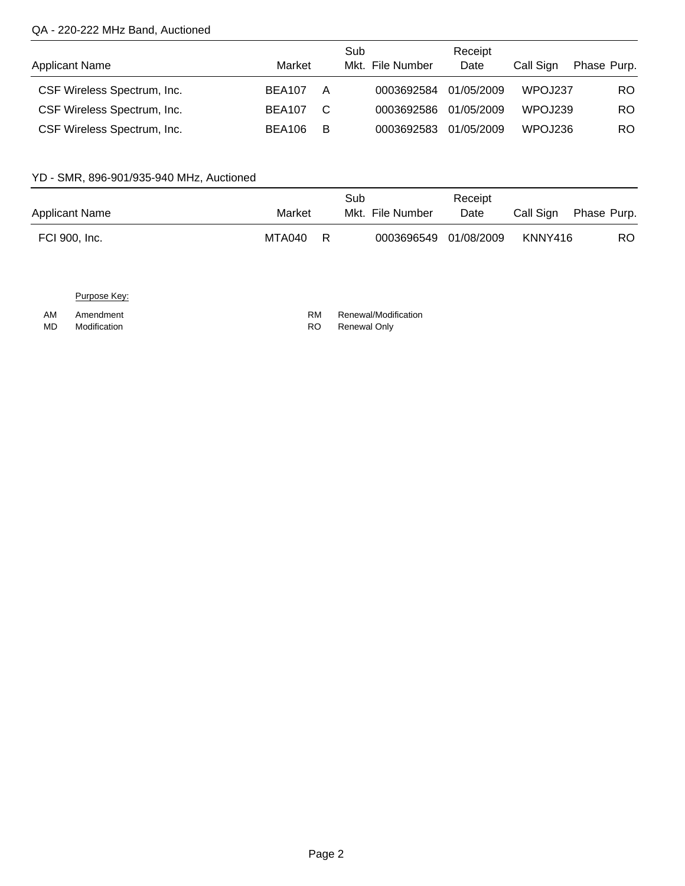QA - 220-222 MHz Band, Auctioned

| Applicant Name | Market | Sub Mkt. | File Number | Receipt Date | Call Sign | Phase | Purp. |
|---|---|---|---|---|---|---|---|
| CSF Wireless Spectrum, Inc. | BEA107 | A | 0003692584 | 01/05/2009 | WPOJ237 | | RO |
| CSF Wireless Spectrum, Inc. | BEA107 | C | 0003692586 | 01/05/2009 | WPOJ239 | | RO |
| CSF Wireless Spectrum, Inc. | BEA106 | B | 0003692583 | 01/05/2009 | WPOJ236 | | RO |

YD - SMR, 896-901/935-940 MHz, Auctioned

| Applicant Name | Market | Sub Mkt. | File Number | Receipt Date | Call Sign | Phase | Purp. |
|---|---|---|---|---|---|---|---|
| FCI 900, Inc. | MTA040 | R | 0003696549 | 01/08/2009 | KNNY416 | | RO |

Purpose Key:

| | | | |
|---|---|---|---|
| AM | Amendment | RM | Renewal/Modification |
| MD | Modification | RO | Renewal Only |